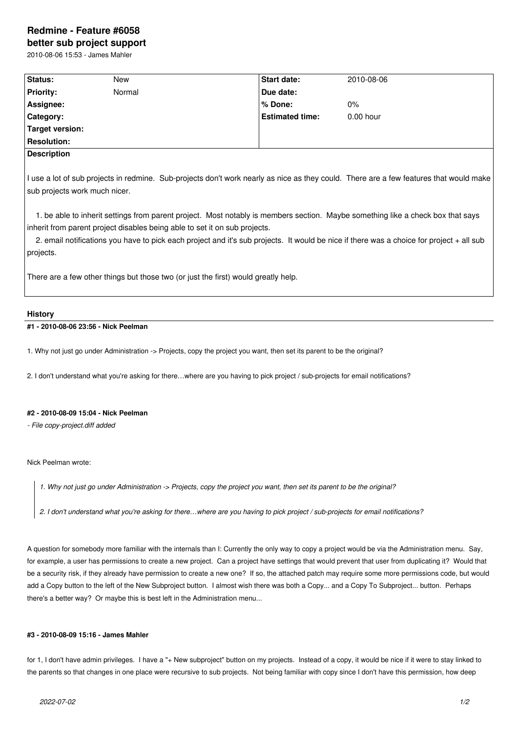# Redmine - Feature #6058
## better sub project support

2010-08-06 15:53 - James Mahler

| Status: | New | Start date: | 2010-08-06 |
|---|---|---|---|
| Priority: | Normal | Due date: | |
| Assignee: | | % Done: | 0% |
| Category: | | Estimated time: | 0.00 hour |
| Target version: | | | |
| Resolution: | | | |

**Description**

I use a lot of sub projects in redmine. Sub-projects don't work nearly as nice as they could. There are a few features that would make sub projects work much nicer.

1. be able to inherit settings from parent project. Most notably is members section. Maybe something like a check box that says inherit from parent project disables being able to set it on sub projects.
2. email notifications you have to pick each project and it's sub projects. It would be nice if there was a choice for project + all sub projects.

There are a few other things but those two (or just the first) would greatly help.

### History

#### #1 - 2010-08-06 23:56 - Nick Peelman

1. Why not just go under Administration -> Projects, copy the project you want, then set its parent to be the original?

2. I don't understand what you're asking for there…where are you having to pick project / sub-projects for email notifications?

#### #2 - 2010-08-09 15:04 - Nick Peelman

*- File copy-project.diff added*

Nick Peelman wrote:

> *1. Why not just go under Administration -> Projects, copy the project you want, then set its parent to be the original?*
>
> *2. I don't understand what you're asking for there…where are you having to pick project / sub-projects for email notifications?*

A question for somebody more familiar with the internals than I: Currently the only way to copy a project would be via the Administration menu. Say, for example, a user has permissions to create a new project. Can a project have settings that would prevent that user from duplicating it? Would that be a security risk, if they already have permission to create a new one? If so, the attached patch may require some more permissions code, but would add a Copy button to the left of the New Subproject button. I almost wish there was both a Copy... and a Copy To Subproject... button. Perhaps there's a better way? Or maybe this is best left in the Administration menu...

#### #3 - 2010-08-09 15:16 - James Mahler

for 1, I don't have admin privileges. I have a "+ New subproject" button on my projects. Instead of a copy, it would be nice if it were to stay linked to the parents so that changes in one place were recursive to sub projects. Not being familiar with copy since I don't have this permission, how deep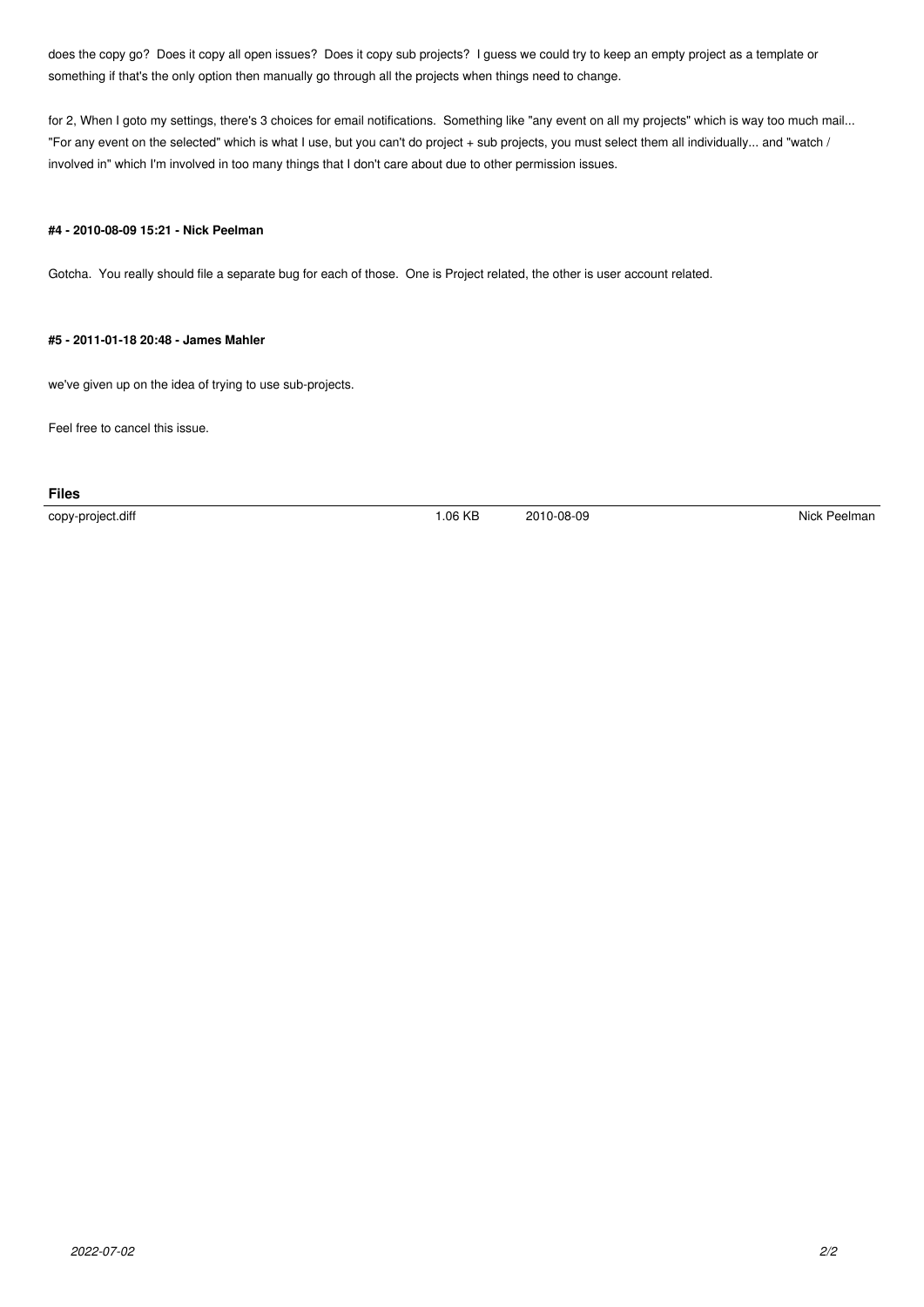does the copy go? Does it copy all open issues? Does it copy sub projects? I guess we could try to keep an empty project as a template or something if that's the only option then manually go through all the projects when things need to change.

for 2, When I goto my settings, there's 3 choices for email notifications. Something like "any event on all my projects" which is way too much mail... "For any event on the selected" which is what I use, but you can't do project + sub projects, you must select them all individually... and "watch / involved in" which I'm involved in too many things that I don't care about due to other permission issues.

#### #4 - 2010-08-09 15:21 - Nick Peelman

Gotcha. You really should file a separate bug for each of those. One is Project related, the other is user account related.

#### #5 - 2011-01-18 20:48 - James Mahler

we've given up on the idea of trying to use sub-projects.

Feel free to cancel this issue.

### Files

| | | | |
|---|---|---|---|
| copy-project.diff | 1.06 KB | 2010-08-09 | Nick Peelman |